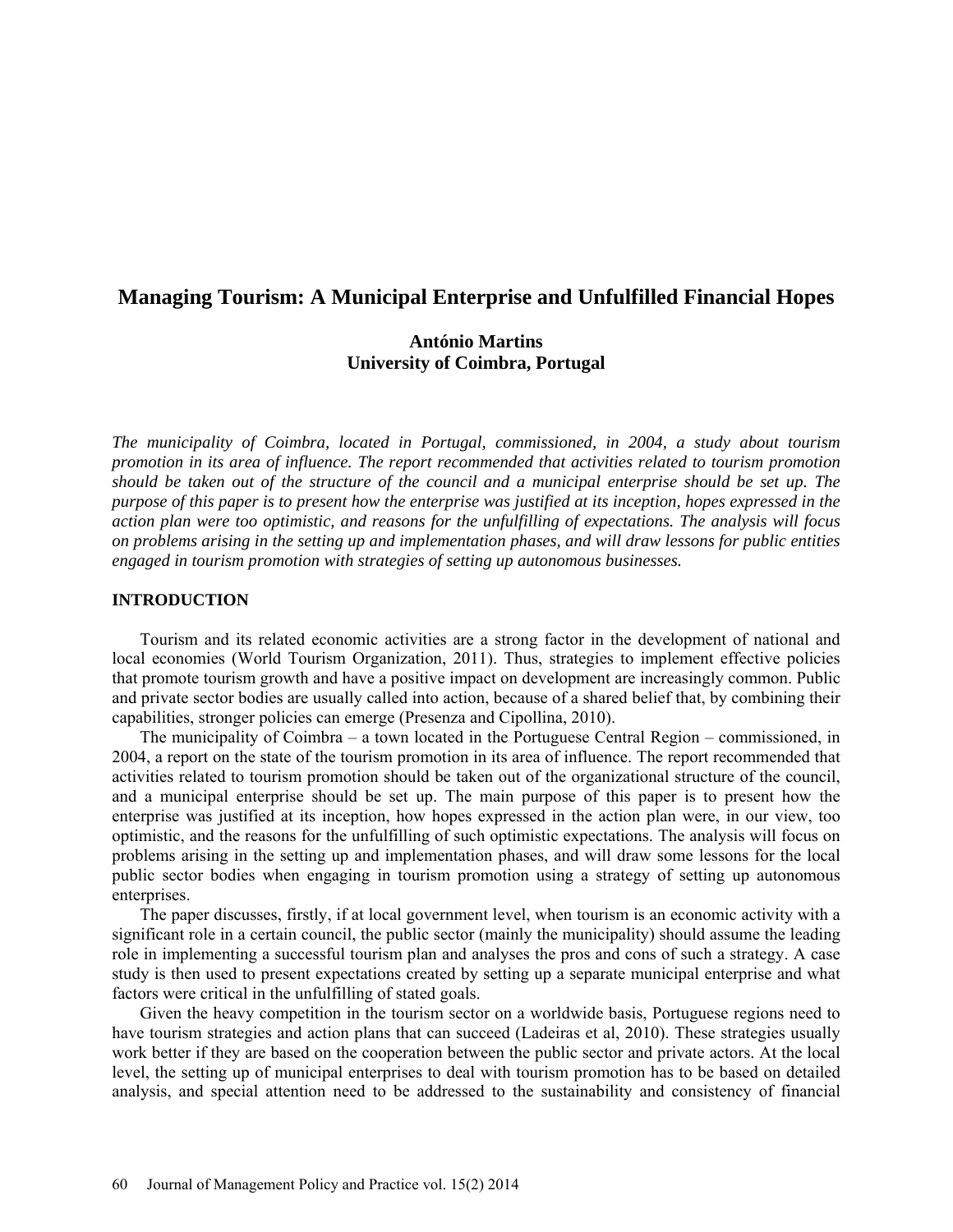# Managing Tourism: A Municipal Enterprise and Unfulfilled Financial Hopes

**António Martins**
**University of Coimbra, Portugal**

*The municipality of Coimbra, located in Portugal, commissioned, in 2004, a study about tourism promotion in its area of influence. The report recommended that activities related to tourism promotion should be taken out of the structure of the council and a municipal enterprise should be set up. The purpose of this paper is to present how the enterprise was justified at its inception, hopes expressed in the action plan were too optimistic, and reasons for the unfulfilling of expectations. The analysis will focus on problems arising in the setting up and implementation phases, and will draw lessons for public entities engaged in tourism promotion with strategies of setting up autonomous businesses.*

## INTRODUCTION

Tourism and its related economic activities are a strong factor in the development of national and local economies (World Tourism Organization, 2011). Thus, strategies to implement effective policies that promote tourism growth and have a positive impact on development are increasingly common. Public and private sector bodies are usually called into action, because of a shared belief that, by combining their capabilities, stronger policies can emerge (Presenza and Cipollina, 2010).

The municipality of Coimbra – a town located in the Portuguese Central Region – commissioned, in 2004, a report on the state of the tourism promotion in its area of influence. The report recommended that activities related to tourism promotion should be taken out of the organizational structure of the council, and a municipal enterprise should be set up. The main purpose of this paper is to present how the enterprise was justified at its inception, how hopes expressed in the action plan were, in our view, too optimistic, and the reasons for the unfulfilling of such optimistic expectations. The analysis will focus on problems arising in the setting up and implementation phases, and will draw some lessons for the local public sector bodies when engaging in tourism promotion using a strategy of setting up autonomous enterprises.

The paper discusses, firstly, if at local government level, when tourism is an economic activity with a significant role in a certain council, the public sector (mainly the municipality) should assume the leading role in implementing a successful tourism plan and analyses the pros and cons of such a strategy. A case study is then used to present expectations created by setting up a separate municipal enterprise and what factors were critical in the unfulfilling of stated goals.

Given the heavy competition in the tourism sector on a worldwide basis, Portuguese regions need to have tourism strategies and action plans that can succeed (Ladeiras et al, 2010). These strategies usually work better if they are based on the cooperation between the public sector and private actors. At the local level, the setting up of municipal enterprises to deal with tourism promotion has to be based on detailed analysis, and special attention need to be addressed to the sustainability and consistency of financial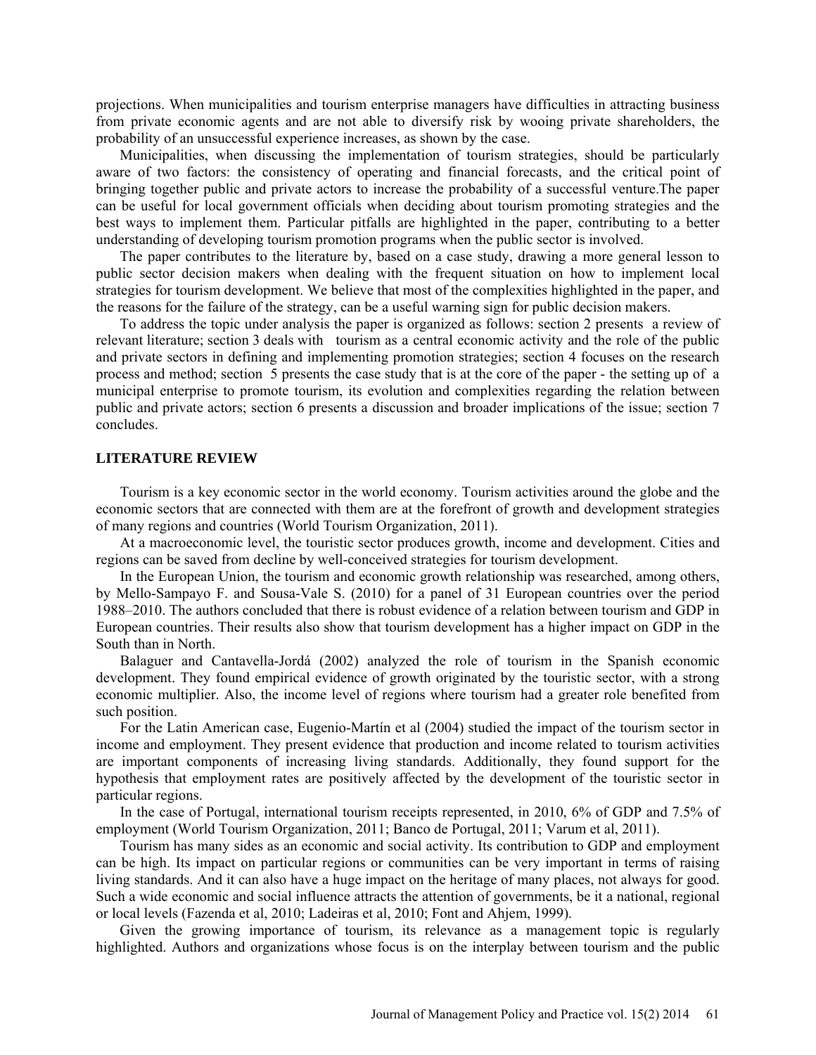projections. When municipalities and tourism enterprise managers have difficulties in attracting business from private economic agents and are not able to diversify risk by wooing private shareholders, the probability of an unsuccessful experience increases, as shown by the case.

Municipalities, when discussing the implementation of tourism strategies, should be particularly aware of two factors: the consistency of operating and financial forecasts, and the critical point of bringing together public and private actors to increase the probability of a successful venture.The paper can be useful for local government officials when deciding about tourism promoting strategies and the best ways to implement them. Particular pitfalls are highlighted in the paper, contributing to a better understanding of developing tourism promotion programs when the public sector is involved.

The paper contributes to the literature by, based on a case study, drawing a more general lesson to public sector decision makers when dealing with the frequent situation on how to implement local strategies for tourism development. We believe that most of the complexities highlighted in the paper, and the reasons for the failure of the strategy, can be a useful warning sign for public decision makers.

To address the topic under analysis the paper is organized as follows: section 2 presents a review of relevant literature; section 3 deals with tourism as a central economic activity and the role of the public and private sectors in defining and implementing promotion strategies; section 4 focuses on the research process and method; section 5 presents the case study that is at the core of the paper - the setting up of a municipal enterprise to promote tourism, its evolution and complexities regarding the relation between public and private actors; section 6 presents a discussion and broader implications of the issue; section 7 concludes.

## LITERATURE REVIEW

Tourism is a key economic sector in the world economy. Tourism activities around the globe and the economic sectors that are connected with them are at the forefront of growth and development strategies of many regions and countries (World Tourism Organization, 2011).

At a macroeconomic level, the touristic sector produces growth, income and development. Cities and regions can be saved from decline by well-conceived strategies for tourism development.

In the European Union, the tourism and economic growth relationship was researched, among others, by Mello-Sampayo F. and Sousa-Vale S. (2010) for a panel of 31 European countries over the period 1988–2010. The authors concluded that there is robust evidence of a relation between tourism and GDP in European countries. Their results also show that tourism development has a higher impact on GDP in the South than in North.

Balaguer and Cantavella-Jordá (2002) analyzed the role of tourism in the Spanish economic development. They found empirical evidence of growth originated by the touristic sector, with a strong economic multiplier. Also, the income level of regions where tourism had a greater role benefited from such position.

For the Latin American case, Eugenio-Martín et al (2004) studied the impact of the tourism sector in income and employment. They present evidence that production and income related to tourism activities are important components of increasing living standards. Additionally, they found support for the hypothesis that employment rates are positively affected by the development of the touristic sector in particular regions.

In the case of Portugal, international tourism receipts represented, in 2010, 6% of GDP and 7.5% of employment (World Tourism Organization, 2011; Banco de Portugal, 2011; Varum et al, 2011).

Tourism has many sides as an economic and social activity. Its contribution to GDP and employment can be high. Its impact on particular regions or communities can be very important in terms of raising living standards. And it can also have a huge impact on the heritage of many places, not always for good. Such a wide economic and social influence attracts the attention of governments, be it a national, regional or local levels (Fazenda et al, 2010; Ladeiras et al, 2010; Font and Ahjem, 1999).

Given the growing importance of tourism, its relevance as a management topic is regularly highlighted. Authors and organizations whose focus is on the interplay between tourism and the public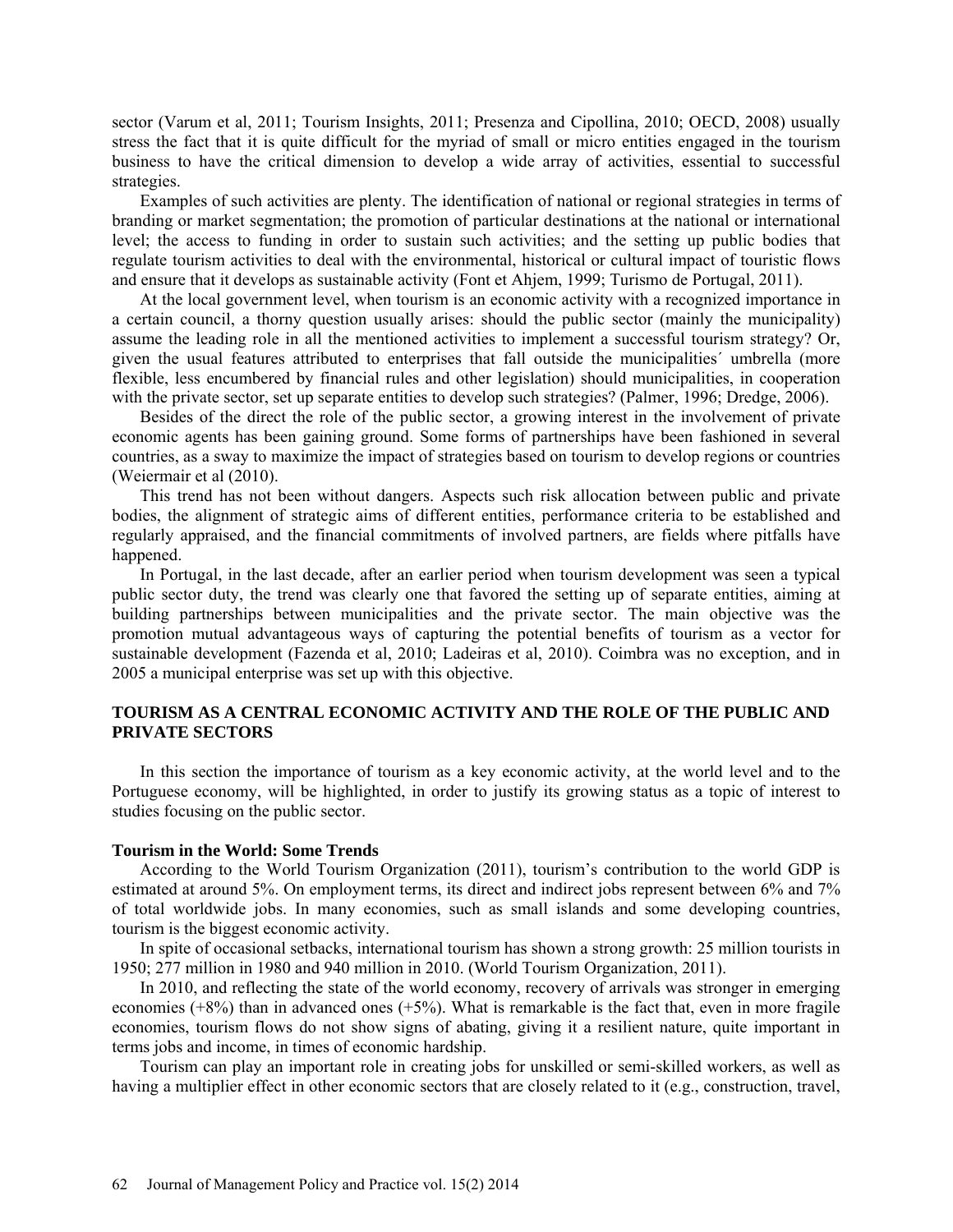sector (Varum et al, 2011; Tourism Insights, 2011; Presenza and Cipollina, 2010; OECD, 2008) usually stress the fact that it is quite difficult for the myriad of small or micro entities engaged in the tourism business to have the critical dimension to develop a wide array of activities, essential to successful strategies.

Examples of such activities are plenty. The identification of national or regional strategies in terms of branding or market segmentation; the promotion of particular destinations at the national or international level; the access to funding in order to sustain such activities; and the setting up public bodies that regulate tourism activities to deal with the environmental, historical or cultural impact of touristic flows and ensure that it develops as sustainable activity (Font et Ahjem, 1999; Turismo de Portugal, 2011).

At the local government level, when tourism is an economic activity with a recognized importance in a certain council, a thorny question usually arises: should the public sector (mainly the municipality) assume the leading role in all the mentioned activities to implement a successful tourism strategy? Or, given the usual features attributed to enterprises that fall outside the municipalities´ umbrella (more flexible, less encumbered by financial rules and other legislation) should municipalities, in cooperation with the private sector, set up separate entities to develop such strategies? (Palmer, 1996; Dredge, 2006).

Besides of the direct the role of the public sector, a growing interest in the involvement of private economic agents has been gaining ground. Some forms of partnerships have been fashioned in several countries, as a sway to maximize the impact of strategies based on tourism to develop regions or countries (Weiermair et al (2010).

This trend has not been without dangers. Aspects such risk allocation between public and private bodies, the alignment of strategic aims of different entities, performance criteria to be established and regularly appraised, and the financial commitments of involved partners, are fields where pitfalls have happened.

In Portugal, in the last decade, after an earlier period when tourism development was seen a typical public sector duty, the trend was clearly one that favored the setting up of separate entities, aiming at building partnerships between municipalities and the private sector. The main objective was the promotion mutual advantageous ways of capturing the potential benefits of tourism as a vector for sustainable development (Fazenda et al, 2010; Ladeiras et al, 2010). Coimbra was no exception, and in 2005 a municipal enterprise was set up with this objective.

## TOURISM AS A CENTRAL ECONOMIC ACTIVITY AND THE ROLE OF THE PUBLIC AND PRIVATE SECTORS

In this section the importance of tourism as a key economic activity, at the world level and to the Portuguese economy, will be highlighted, in order to justify its growing status as a topic of interest to studies focusing on the public sector.

### Tourism in the World: Some Trends

According to the World Tourism Organization (2011), tourism's contribution to the world GDP is estimated at around 5%. On employment terms, its direct and indirect jobs represent between 6% and 7% of total worldwide jobs. In many economies, such as small islands and some developing countries, tourism is the biggest economic activity.

In spite of occasional setbacks, international tourism has shown a strong growth: 25 million tourists in 1950; 277 million in 1980 and 940 million in 2010. (World Tourism Organization, 2011).

In 2010, and reflecting the state of the world economy, recovery of arrivals was stronger in emerging economies (+8%) than in advanced ones (+5%). What is remarkable is the fact that, even in more fragile economies, tourism flows do not show signs of abating, giving it a resilient nature, quite important in terms jobs and income, in times of economic hardship.

Tourism can play an important role in creating jobs for unskilled or semi-skilled workers, as well as having a multiplier effect in other economic sectors that are closely related to it (e.g., construction, travel,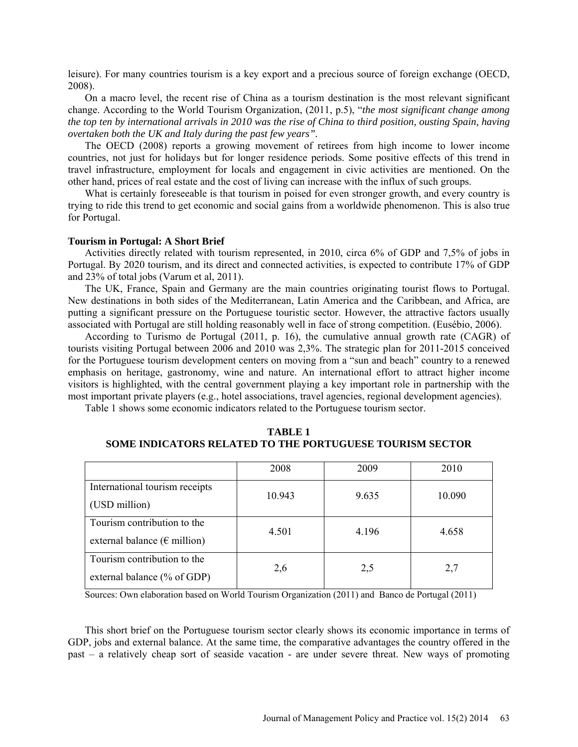leisure). For many countries tourism is a key export and a precious source of foreign exchange (OECD, 2008).

On a macro level, the recent rise of China as a tourism destination is the most relevant significant change. According to the World Tourism Organization, (2011, p.5), "*the most significant change among the top ten by international arrivals in 2010 was the rise of China to third position, ousting Spain, having overtaken both the UK and Italy during the past few years"*.

The OECD (2008) reports a growing movement of retirees from high income to lower income countries, not just for holidays but for longer residence periods. Some positive effects of this trend in travel infrastructure, employment for locals and engagement in civic activities are mentioned. On the other hand, prices of real estate and the cost of living can increase with the influx of such groups.

What is certainly foreseeable is that tourism in poised for even stronger growth, and every country is trying to ride this trend to get economic and social gains from a worldwide phenomenon. This is also true for Portugal.

**Tourism in Portugal: A Short Brief**

Activities directly related with tourism represented, in 2010, circa 6% of GDP and 7,5% of jobs in Portugal. By 2020 tourism, and its direct and connected activities, is expected to contribute 17% of GDP and 23% of total jobs (Varum et al, 2011).

The UK, France, Spain and Germany are the main countries originating tourist flows to Portugal. New destinations in both sides of the Mediterranean, Latin America and the Caribbean, and Africa, are putting a significant pressure on the Portuguese touristic sector. However, the attractive factors usually associated with Portugal are still holding reasonably well in face of strong competition. (Eusébio, 2006).

According to Turismo de Portugal (2011, p. 16), the cumulative annual growth rate (CAGR) of tourists visiting Portugal between 2006 and 2010 was 2,3%. The strategic plan for 2011-2015 conceived for the Portuguese tourism development centers on moving from a "sun and beach" country to a renewed emphasis on heritage, gastronomy, wine and nature. An international effort to attract higher income visitors is highlighted, with the central government playing a key important role in partnership with the most important private players (e.g., hotel associations, travel agencies, regional development agencies).

Table 1 shows some economic indicators related to the Portuguese tourism sector.

**TABLE 1**
**SOME INDICATORS RELATED TO THE PORTUGUESE TOURISM SECTOR**

| | 2008 | 2009 | 2010 |
|---|---|---|---|
| International tourism receipts (USD million) | 10.943 | 9.635 | 10.090 |
| Tourism contribution to the external balance (€ million) | 4.501 | 4.196 | 4.658 |
| Tourism contribution to the external balance (% of GDP) | 2,6 | 2,5 | 2,7 |

Sources: Own elaboration based on World Tourism Organization (2011) and Banco de Portugal (2011)

This short brief on the Portuguese tourism sector clearly shows its economic importance in terms of GDP, jobs and external balance. At the same time, the comparative advantages the country offered in the past – a relatively cheap sort of seaside vacation - are under severe threat. New ways of promoting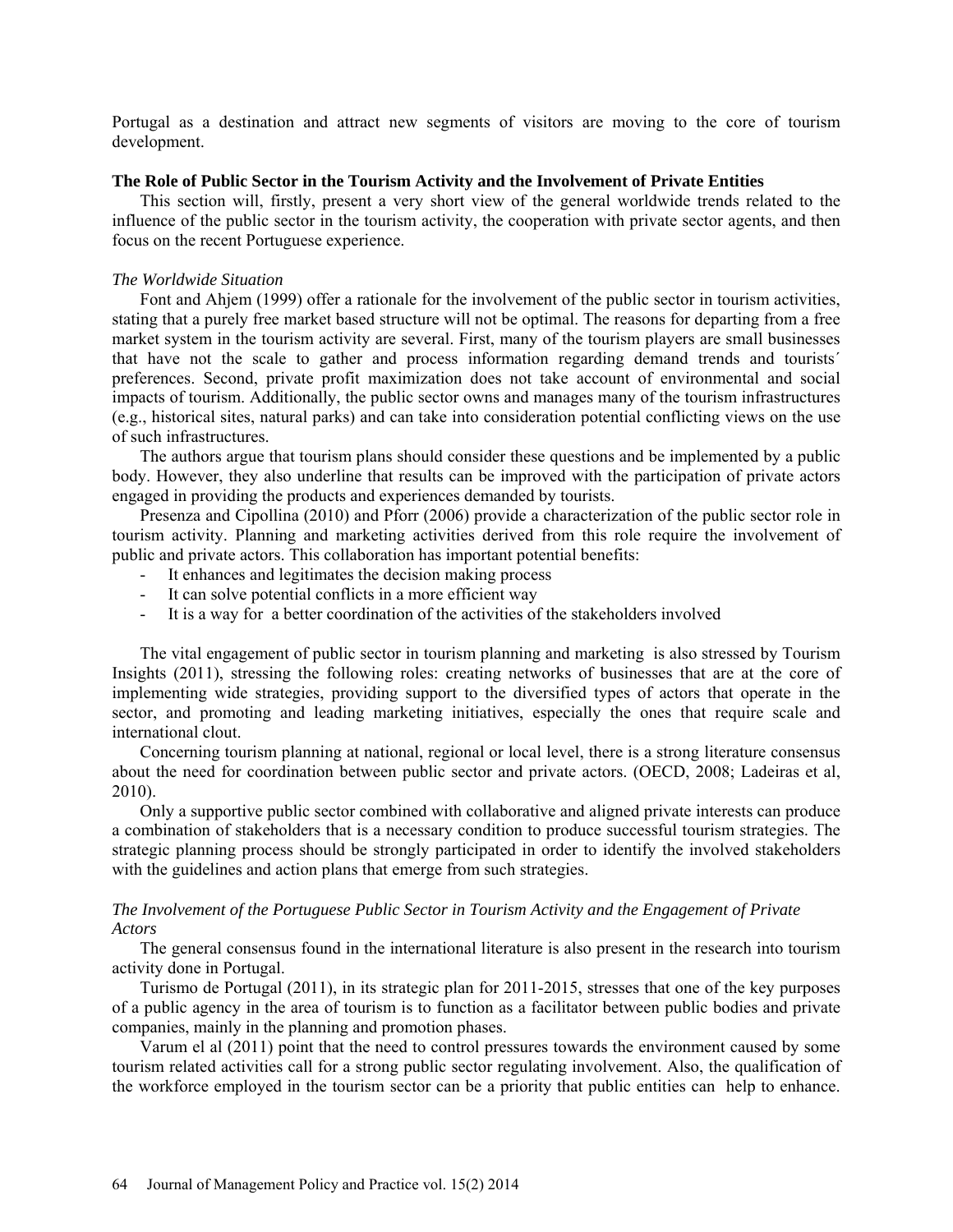Portugal as a destination and attract new segments of visitors are moving to the core of tourism development.

## The Role of Public Sector in the Tourism Activity and the Involvement of Private Entities

This section will, firstly, present a very short view of the general worldwide trends related to the influence of the public sector in the tourism activity, the cooperation with private sector agents, and then focus on the recent Portuguese experience.

### *The Worldwide Situation*

Font and Ahjem (1999) offer a rationale for the involvement of the public sector in tourism activities, stating that a purely free market based structure will not be optimal. The reasons for departing from a free market system in the tourism activity are several. First, many of the tourism players are small businesses that have not the scale to gather and process information regarding demand trends and tourists´ preferences. Second, private profit maximization does not take account of environmental and social impacts of tourism. Additionally, the public sector owns and manages many of the tourism infrastructures (e.g., historical sites, natural parks) and can take into consideration potential conflicting views on the use of such infrastructures.

The authors argue that tourism plans should consider these questions and be implemented by a public body. However, they also underline that results can be improved with the participation of private actors engaged in providing the products and experiences demanded by tourists.

Presenza and Cipollina (2010) and Pforr (2006) provide a characterization of the public sector role in tourism activity. Planning and marketing activities derived from this role require the involvement of public and private actors. This collaboration has important potential benefits:

- It enhances and legitimates the decision making process
- It can solve potential conflicts in a more efficient way
- It is a way for a better coordination of the activities of the stakeholders involved

The vital engagement of public sector in tourism planning and marketing is also stressed by Tourism Insights (2011), stressing the following roles: creating networks of businesses that are at the core of implementing wide strategies, providing support to the diversified types of actors that operate in the sector, and promoting and leading marketing initiatives, especially the ones that require scale and international clout.

Concerning tourism planning at national, regional or local level, there is a strong literature consensus about the need for coordination between public sector and private actors. (OECD, 2008; Ladeiras et al, 2010).

Only a supportive public sector combined with collaborative and aligned private interests can produce a combination of stakeholders that is a necessary condition to produce successful tourism strategies. The strategic planning process should be strongly participated in order to identify the involved stakeholders with the guidelines and action plans that emerge from such strategies.

### *The Involvement of the Portuguese Public Sector in Tourism Activity and the Engagement of Private Actors*

The general consensus found in the international literature is also present in the research into tourism activity done in Portugal.

Turismo de Portugal (2011), in its strategic plan for 2011-2015, stresses that one of the key purposes of a public agency in the area of tourism is to function as a facilitator between public bodies and private companies, mainly in the planning and promotion phases.

Varum el al (2011) point that the need to control pressures towards the environment caused by some tourism related activities call for a strong public sector regulating involvement. Also, the qualification of the workforce employed in the tourism sector can be a priority that public entities can help to enhance.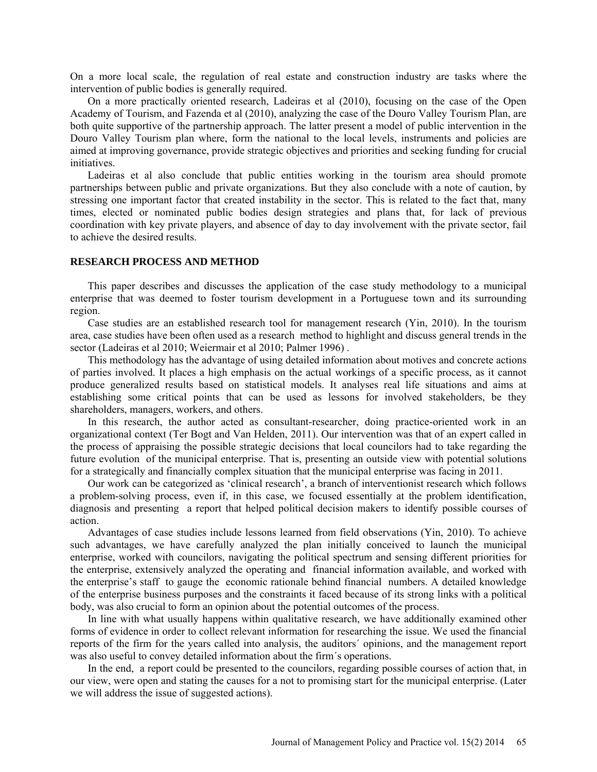On a more local scale, the regulation of real estate and construction industry are tasks where the intervention of public bodies is generally required.

On a more practically oriented research, Ladeiras et al (2010), focusing on the case of the Open Academy of Tourism, and Fazenda et al (2010), analyzing the case of the Douro Valley Tourism Plan, are both quite supportive of the partnership approach. The latter present a model of public intervention in the Douro Valley Tourism plan where, form the national to the local levels, instruments and policies are aimed at improving governance, provide strategic objectives and priorities and seeking funding for crucial initiatives.

Ladeiras et al also conclude that public entities working in the tourism area should promote partnerships between public and private organizations. But they also conclude with a note of caution, by stressing one important factor that created instability in the sector. This is related to the fact that, many times, elected or nominated public bodies design strategies and plans that, for lack of previous coordination with key private players, and absence of day to day involvement with the private sector, fail to achieve the desired results.

## RESEARCH PROCESS AND METHOD

This paper describes and discusses the application of the case study methodology to a municipal enterprise that was deemed to foster tourism development in a Portuguese town and its surrounding region.

Case studies are an established research tool for management research (Yin, 2010). In the tourism area, case studies have been often used as a research method to highlight and discuss general trends in the sector (Ladeiras et al 2010; Weiermair et al 2010; Palmer 1996) .

This methodology has the advantage of using detailed information about motives and concrete actions of parties involved. It places a high emphasis on the actual workings of a specific process, as it cannot produce generalized results based on statistical models. It analyses real life situations and aims at establishing some critical points that can be used as lessons for involved stakeholders, be they shareholders, managers, workers, and others.

In this research, the author acted as consultant-researcher, doing practice-oriented work in an organizational context (Ter Bogt and Van Helden, 2011). Our intervention was that of an expert called in the process of appraising the possible strategic decisions that local councilors had to take regarding the future evolution of the municipal enterprise. That is, presenting an outside view with potential solutions for a strategically and financially complex situation that the municipal enterprise was facing in 2011.

Our work can be categorized as 'clinical research', a branch of interventionist research which follows a problem-solving process, even if, in this case, we focused essentially at the problem identification, diagnosis and presenting a report that helped political decision makers to identify possible courses of action.

Advantages of case studies include lessons learned from field observations (Yin, 2010). To achieve such advantages, we have carefully analyzed the plan initially conceived to launch the municipal enterprise, worked with councilors, navigating the political spectrum and sensing different priorities for the enterprise, extensively analyzed the operating and financial information available, and worked with the enterprise's staff to gauge the economic rationale behind financial numbers. A detailed knowledge of the enterprise business purposes and the constraints it faced because of its strong links with a political body, was also crucial to form an opinion about the potential outcomes of the process.

In line with what usually happens within qualitative research, we have additionally examined other forms of evidence in order to collect relevant information for researching the issue. We used the financial reports of the firm for the years called into analysis, the auditors´ opinions, and the management report was also useful to convey detailed information about the firm´s operations.

In the end, a report could be presented to the councilors, regarding possible courses of action that, in our view, were open and stating the causes for a not to promising start for the municipal enterprise. (Later we will address the issue of suggested actions).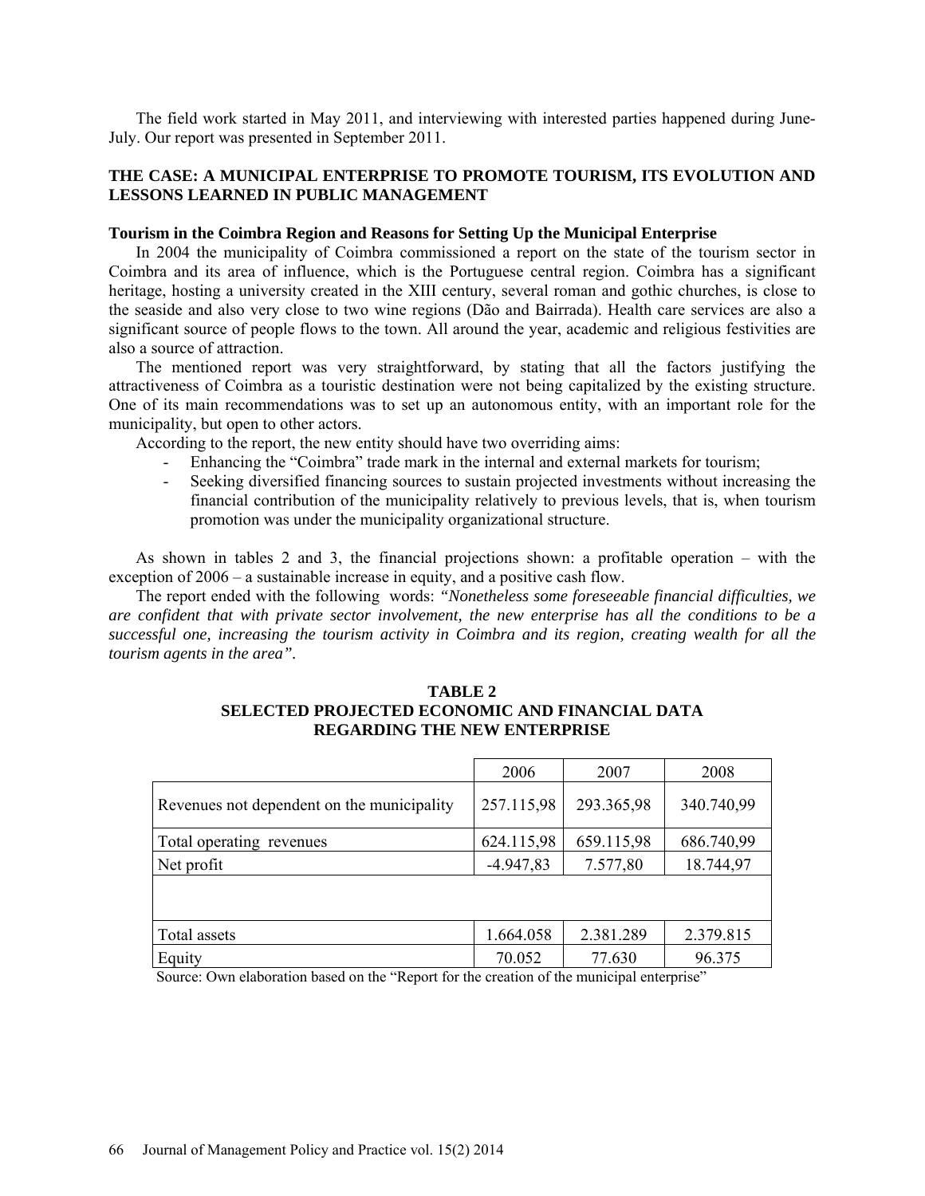The field work started in May 2011, and interviewing with interested parties happened during June-July. Our report was presented in September 2011.

## THE CASE: A MUNICIPAL ENTERPRISE TO PROMOTE TOURISM, ITS EVOLUTION AND LESSONS LEARNED IN PUBLIC MANAGEMENT

### Tourism in the Coimbra Region and Reasons for Setting Up the Municipal Enterprise

In 2004 the municipality of Coimbra commissioned a report on the state of the tourism sector in Coimbra and its area of influence, which is the Portuguese central region. Coimbra has a significant heritage, hosting a university created in the XIII century, several roman and gothic churches, is close to the seaside and also very close to two wine regions (Dão and Bairrada). Health care services are also a significant source of people flows to the town. All around the year, academic and religious festivities are also a source of attraction.

The mentioned report was very straightforward, by stating that all the factors justifying the attractiveness of Coimbra as a touristic destination were not being capitalized by the existing structure. One of its main recommendations was to set up an autonomous entity, with an important role for the municipality, but open to other actors.

According to the report, the new entity should have two overriding aims:

- Enhancing the "Coimbra" trade mark in the internal and external markets for tourism;
- Seeking diversified financing sources to sustain projected investments without increasing the financial contribution of the municipality relatively to previous levels, that is, when tourism promotion was under the municipality organizational structure.

As shown in tables 2 and 3, the financial projections shown: a profitable operation – with the exception of 2006 – a sustainable increase in equity, and a positive cash flow.

The report ended with the following words: *"Nonetheless some foreseeable financial difficulties, we are confident that with private sector involvement, the new enterprise has all the conditions to be a successful one, increasing the tourism activity in Coimbra and its region, creating wealth for all the tourism agents in the area".*

**TABLE 2**
**SELECTED PROJECTED ECONOMIC AND FINANCIAL DATA REGARDING THE NEW ENTERPRISE**

| | 2006 | 2007 | 2008 |
|---|---|---|---|
| Revenues not dependent on the municipality | 257.115,98 | 293.365,98 | 340.740,99 |
| Total operating revenues | 624.115,98 | 659.115,98 | 686.740,99 |
| Net profit | -4.947,83 | 7.577,80 | 18.744,97 |
| | | | |
| Total assets | 1.664.058 | 2.381.289 | 2.379.815 |
| Equity | 70.052 | 77.630 | 96.375 |

Source: Own elaboration based on the "Report for the creation of the municipal enterprise"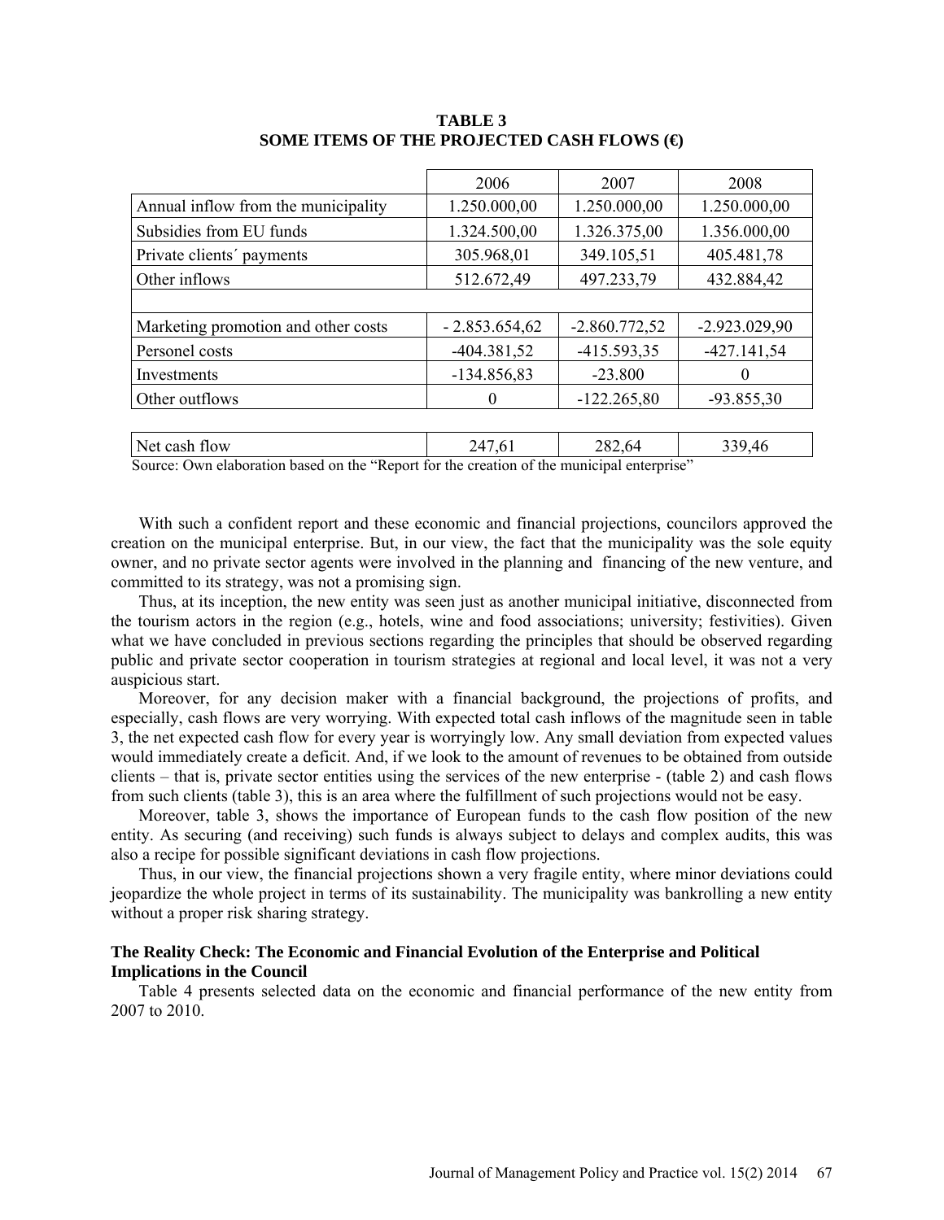**TABLE 3**
**SOME ITEMS OF THE PROJECTED CASH FLOWS (€)**

| | 2006 | 2007 | 2008 |
|---|---|---|---|
| Annual inflow from the municipality | 1.250.000,00 | 1.250.000,00 | 1.250.000,00 |
| Subsidies from EU funds | 1.324.500,00 | 1.326.375,00 | 1.356.000,00 |
| Private clients´ payments | 305.968,01 | 349.105,51 | 405.481,78 |
| Other inflows | 512.672,49 | 497.233,79 | 432.884,42 |
| | | | |
| Marketing promotion and other costs | - 2.853.654,62 | -2.860.772,52 | -2.923.029,90 |
| Personel costs | -404.381,52 | -415.593,35 | -427.141,54 |
| Investments | -134.856,83 | -23.800 | 0 |
| Other outflows | 0 | -122.265,80 | -93.855,30 |
| | | | |
| Net cash flow | 247,61 | 282,64 | 339,46 |

Source: Own elaboration based on the "Report for the creation of the municipal enterprise"

With such a confident report and these economic and financial projections, councilors approved the creation on the municipal enterprise. But, in our view, the fact that the municipality was the sole equity owner, and no private sector agents were involved in the planning and financing of the new venture, and committed to its strategy, was not a promising sign.

Thus, at its inception, the new entity was seen just as another municipal initiative, disconnected from the tourism actors in the region (e.g., hotels, wine and food associations; university; festivities). Given what we have concluded in previous sections regarding the principles that should be observed regarding public and private sector cooperation in tourism strategies at regional and local level, it was not a very auspicious start.

Moreover, for any decision maker with a financial background, the projections of profits, and especially, cash flows are very worrying. With expected total cash inflows of the magnitude seen in table 3, the net expected cash flow for every year is worryingly low. Any small deviation from expected values would immediately create a deficit. And, if we look to the amount of revenues to be obtained from outside clients – that is, private sector entities using the services of the new enterprise - (table 2) and cash flows from such clients (table 3), this is an area where the fulfillment of such projections would not be easy.

Moreover, table 3, shows the importance of European funds to the cash flow position of the new entity. As securing (and receiving) such funds is always subject to delays and complex audits, this was also a recipe for possible significant deviations in cash flow projections.

Thus, in our view, the financial projections shown a very fragile entity, where minor deviations could jeopardize the whole project in terms of its sustainability. The municipality was bankrolling a new entity without a proper risk sharing strategy.

### The Reality Check: The Economic and Financial Evolution of the Enterprise and Political Implications in the Council

Table 4 presents selected data on the economic and financial performance of the new entity from 2007 to 2010.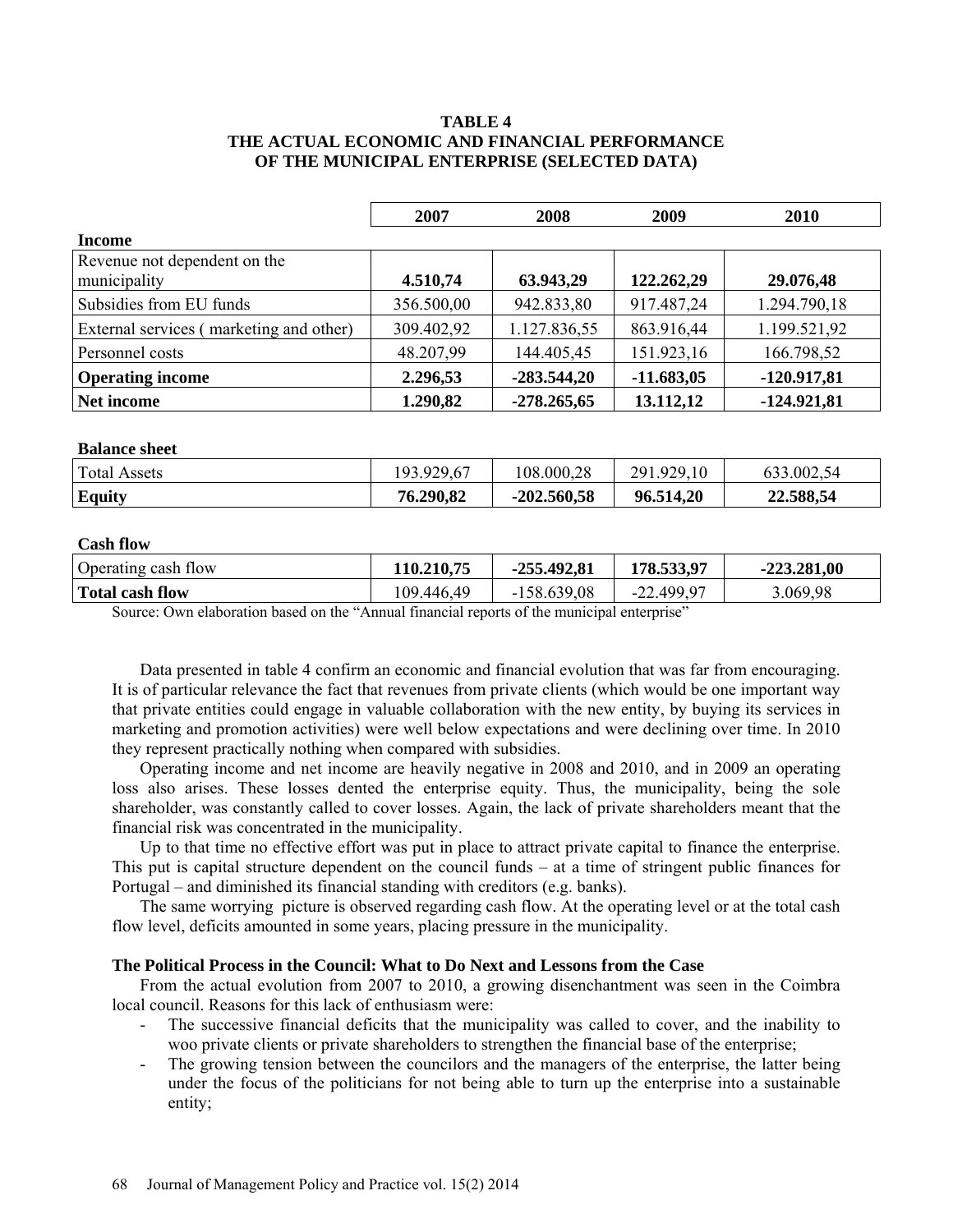**TABLE 4**
**THE ACTUAL ECONOMIC AND FINANCIAL PERFORMANCE OF THE MUNICIPAL ENTERPRISE (SELECTED DATA)**

| | 2007 | 2008 | 2009 | 2010 |
|---|---|---|---|---|
| **Income** | | | | |
| Revenue not dependent on the municipality | **4.510,74** | **63.943,29** | **122.262,29** | **29.076,48** |
| Subsidies from EU funds | 356.500,00 | 942.833,80 | 917.487,24 | 1.294.790,18 |
| External services ( marketing and other) | 309.402,92 | 1.127.836,55 | 863.916,44 | 1.199.521,92 |
| Personnel costs | 48.207,99 | 144.405,45 | 151.923,16 | 166.798,52 |
| **Operating income** | **2.296,53** | **-283.544,20** | **-11.683,05** | **-120.917,81** |
| **Net income** | **1.290,82** | **-278.265,65** | **13.112,12** | **-124.921,81** |
| **Balance sheet** | | | | |
| Total Assets | 193.929,67 | 108.000,28 | 291.929,10 | 633.002,54 |
| **Equity** | **76.290,82** | **-202.560,58** | **96.514,20** | **22.588,54** |
| **Cash flow** | | | | |
| Operating cash flow | **110.210,75** | **-255.492,81** | **178.533,97** | **-223.281,00** |
| **Total cash flow** | 109.446,49 | -158.639,08 | -22.499,97 | 3.069,98 |

Source: Own elaboration based on the "Annual financial reports of the municipal enterprise"

Data presented in table 4 confirm an economic and financial evolution that was far from encouraging. It is of particular relevance the fact that revenues from private clients (which would be one important way that private entities could engage in valuable collaboration with the new entity, by buying its services in marketing and promotion activities) were well below expectations and were declining over time. In 2010 they represent practically nothing when compared with subsidies.

Operating income and net income are heavily negative in 2008 and 2010, and in 2009 an operating loss also arises. These losses dented the enterprise equity. Thus, the municipality, being the sole shareholder, was constantly called to cover losses. Again, the lack of private shareholders meant that the financial risk was concentrated in the municipality.

Up to that time no effective effort was put in place to attract private capital to finance the enterprise. This put is capital structure dependent on the council funds – at a time of stringent public finances for Portugal – and diminished its financial standing with creditors (e.g. banks).

The same worrying picture is observed regarding cash flow. At the operating level or at the total cash flow level, deficits amounted in some years, placing pressure in the municipality.

### The Political Process in the Council: What to Do Next and Lessons from the Case

From the actual evolution from 2007 to 2010, a growing disenchantment was seen in the Coimbra local council. Reasons for this lack of enthusiasm were:

- The successive financial deficits that the municipality was called to cover, and the inability to woo private clients or private shareholders to strengthen the financial base of the enterprise;
- The growing tension between the councilors and the managers of the enterprise, the latter being under the focus of the politicians for not being able to turn up the enterprise into a sustainable entity;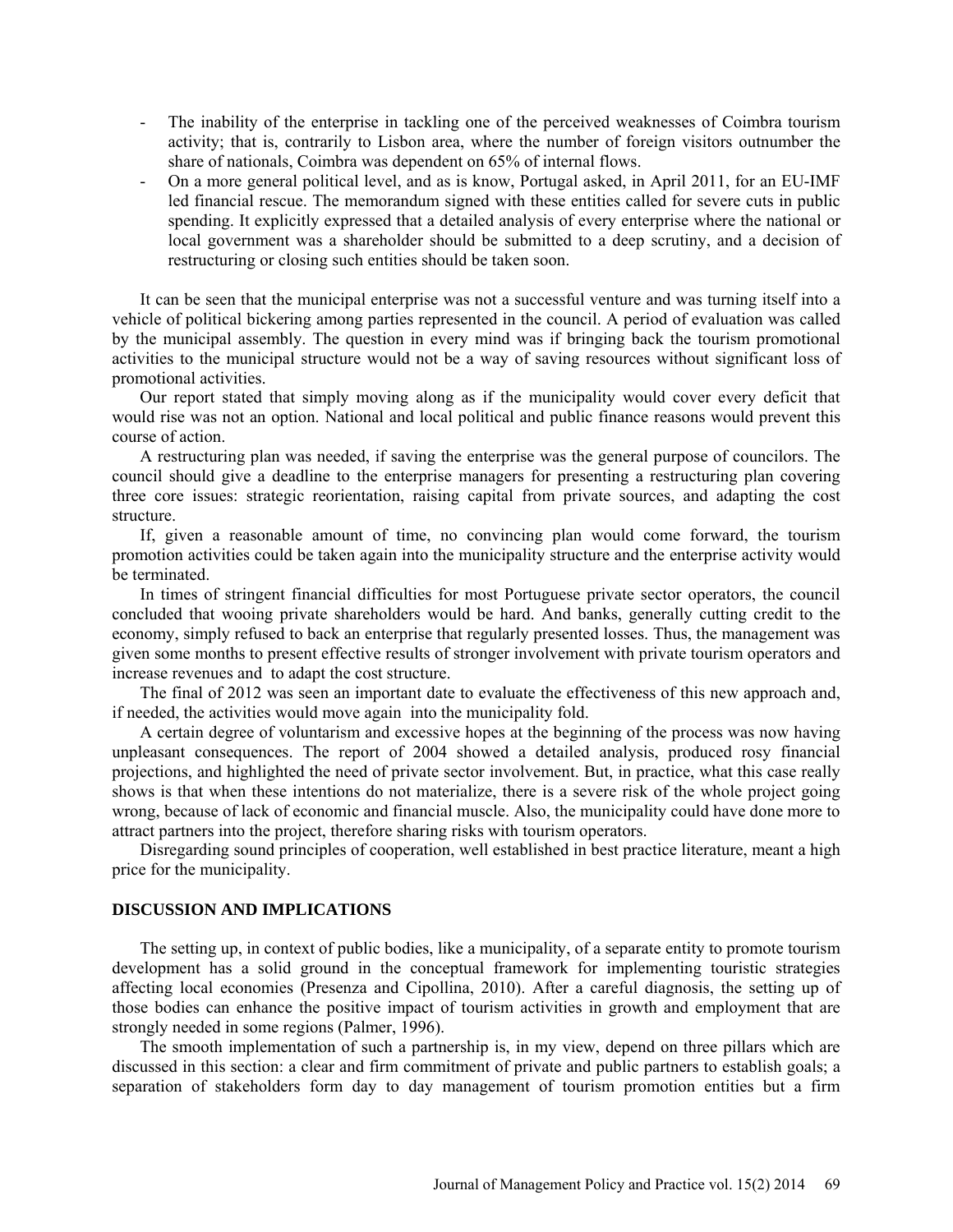- The inability of the enterprise in tackling one of the perceived weaknesses of Coimbra tourism activity; that is, contrarily to Lisbon area, where the number of foreign visitors outnumber the share of nationals, Coimbra was dependent on 65% of internal flows.
- On a more general political level, and as is know, Portugal asked, in April 2011, for an EU-IMF led financial rescue. The memorandum signed with these entities called for severe cuts in public spending. It explicitly expressed that a detailed analysis of every enterprise where the national or local government was a shareholder should be submitted to a deep scrutiny, and a decision of restructuring or closing such entities should be taken soon.

It can be seen that the municipal enterprise was not a successful venture and was turning itself into a vehicle of political bickering among parties represented in the council. A period of evaluation was called by the municipal assembly. The question in every mind was if bringing back the tourism promotional activities to the municipal structure would not be a way of saving resources without significant loss of promotional activities.

Our report stated that simply moving along as if the municipality would cover every deficit that would rise was not an option. National and local political and public finance reasons would prevent this course of action.

A restructuring plan was needed, if saving the enterprise was the general purpose of councilors. The council should give a deadline to the enterprise managers for presenting a restructuring plan covering three core issues: strategic reorientation, raising capital from private sources, and adapting the cost structure.

If, given a reasonable amount of time, no convincing plan would come forward, the tourism promotion activities could be taken again into the municipality structure and the enterprise activity would be terminated.

In times of stringent financial difficulties for most Portuguese private sector operators, the council concluded that wooing private shareholders would be hard. And banks, generally cutting credit to the economy, simply refused to back an enterprise that regularly presented losses. Thus, the management was given some months to present effective results of stronger involvement with private tourism operators and increase revenues and to adapt the cost structure.

The final of 2012 was seen an important date to evaluate the effectiveness of this new approach and, if needed, the activities would move again into the municipality fold.

A certain degree of voluntarism and excessive hopes at the beginning of the process was now having unpleasant consequences. The report of 2004 showed a detailed analysis, produced rosy financial projections, and highlighted the need of private sector involvement. But, in practice, what this case really shows is that when these intentions do not materialize, there is a severe risk of the whole project going wrong, because of lack of economic and financial muscle. Also, the municipality could have done more to attract partners into the project, therefore sharing risks with tourism operators.

Disregarding sound principles of cooperation, well established in best practice literature, meant a high price for the municipality.

## DISCUSSION AND IMPLICATIONS

The setting up, in context of public bodies, like a municipality, of a separate entity to promote tourism development has a solid ground in the conceptual framework for implementing touristic strategies affecting local economies (Presenza and Cipollina, 2010). After a careful diagnosis, the setting up of those bodies can enhance the positive impact of tourism activities in growth and employment that are strongly needed in some regions (Palmer, 1996).

The smooth implementation of such a partnership is, in my view, depend on three pillars which are discussed in this section: a clear and firm commitment of private and public partners to establish goals; a separation of stakeholders form day to day management of tourism promotion entities but a firm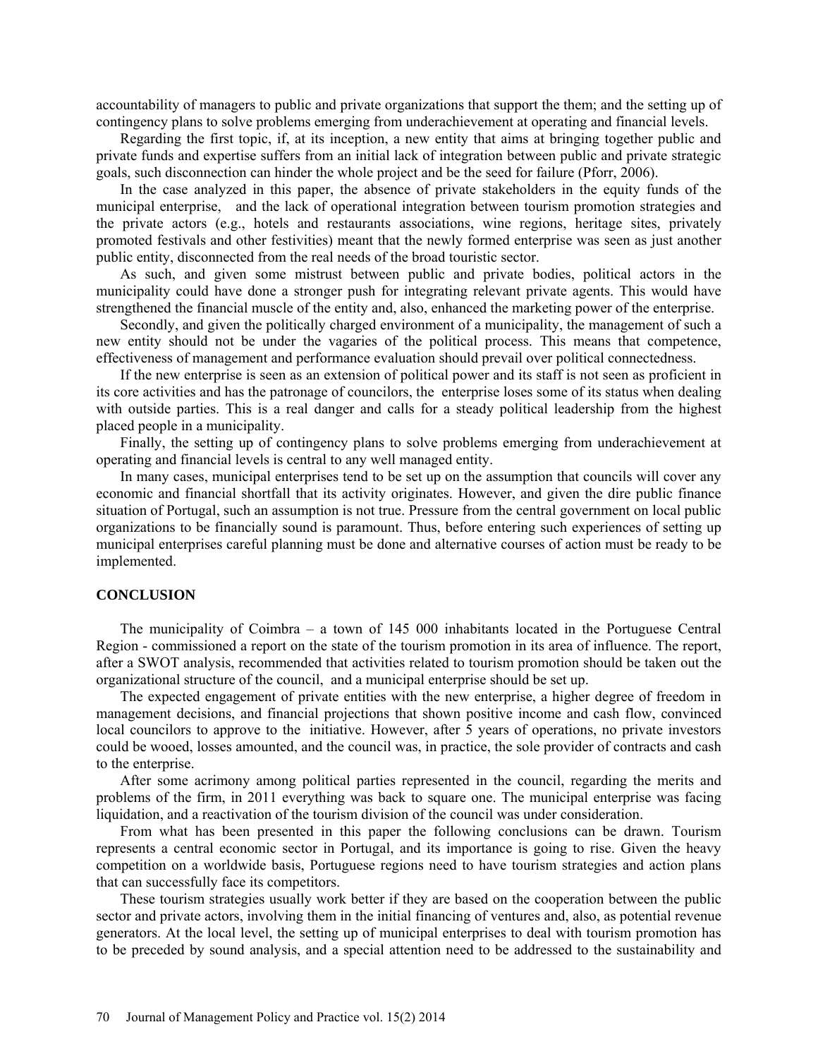accountability of managers to public and private organizations that support them; and the setting up of contingency plans to solve problems emerging from underachievement at operating and financial levels.

Regarding the first topic, if, at its inception, a new entity that aims at bringing together public and private funds and expertise suffers from an initial lack of integration between public and private strategic goals, such disconnection can hinder the whole project and be the seed for failure (Pforr, 2006).

In the case analyzed in this paper, the absence of private stakeholders in the equity funds of the municipal enterprise, and the lack of operational integration between tourism promotion strategies and the private actors (e.g., hotels and restaurants associations, wine regions, heritage sites, privately promoted festivals and other festivities) meant that the newly formed enterprise was seen as just another public entity, disconnected from the real needs of the broad touristic sector.

As such, and given some mistrust between public and private bodies, political actors in the municipality could have done a stronger push for integrating relevant private agents. This would have strengthened the financial muscle of the entity and, also, enhanced the marketing power of the enterprise.

Secondly, and given the politically charged environment of a municipality, the management of such a new entity should not be under the vagaries of the political process. This means that competence, effectiveness of management and performance evaluation should prevail over political connectedness.

If the new enterprise is seen as an extension of political power and its staff is not seen as proficient in its core activities and has the patronage of councilors, the enterprise loses some of its status when dealing with outside parties. This is a real danger and calls for a steady political leadership from the highest placed people in a municipality.

Finally, the setting up of contingency plans to solve problems emerging from underachievement at operating and financial levels is central to any well managed entity.

In many cases, municipal enterprises tend to be set up on the assumption that councils will cover any economic and financial shortfall that its activity originates. However, and given the dire public finance situation of Portugal, such an assumption is not true. Pressure from the central government on local public organizations to be financially sound is paramount. Thus, before entering such experiences of setting up municipal enterprises careful planning must be done and alternative courses of action must be ready to be implemented.

## CONCLUSION

The municipality of Coimbra – a town of 145 000 inhabitants located in the Portuguese Central Region - commissioned a report on the state of the tourism promotion in its area of influence. The report, after a SWOT analysis, recommended that activities related to tourism promotion should be taken out the organizational structure of the council, and a municipal enterprise should be set up.

The expected engagement of private entities with the new enterprise, a higher degree of freedom in management decisions, and financial projections that shown positive income and cash flow, convinced local councilors to approve to the initiative. However, after 5 years of operations, no private investors could be wooed, losses amounted, and the council was, in practice, the sole provider of contracts and cash to the enterprise.

After some acrimony among political parties represented in the council, regarding the merits and problems of the firm, in 2011 everything was back to square one. The municipal enterprise was facing liquidation, and a reactivation of the tourism division of the council was under consideration.

From what has been presented in this paper the following conclusions can be drawn. Tourism represents a central economic sector in Portugal, and its importance is going to rise. Given the heavy competition on a worldwide basis, Portuguese regions need to have tourism strategies and action plans that can successfully face its competitors.

These tourism strategies usually work better if they are based on the cooperation between the public sector and private actors, involving them in the initial financing of ventures and, also, as potential revenue generators. At the local level, the setting up of municipal enterprises to deal with tourism promotion has to be preceded by sound analysis, and a special attention need to be addressed to the sustainability and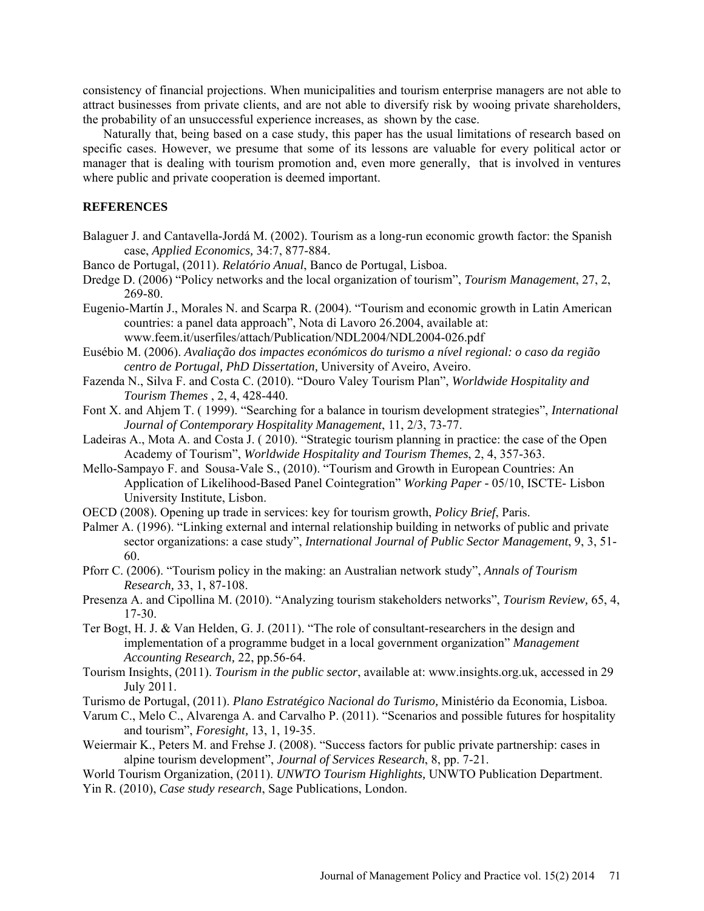consistency of financial projections. When municipalities and tourism enterprise managers are not able to attract businesses from private clients, and are not able to diversify risk by wooing private shareholders, the probability of an unsuccessful experience increases, as shown by the case.

Naturally that, being based on a case study, this paper has the usual limitations of research based on specific cases. However, we presume that some of its lessons are valuable for every political actor or manager that is dealing with tourism promotion and, even more generally, that is involved in ventures where public and private cooperation is deemed important.

## REFERENCES

Balaguer J. and Cantavella-Jordá M. (2002). Tourism as a long-run economic growth factor: the Spanish case, *Applied Economics,* 34:7, 877-884.

Banco de Portugal, (2011). *Relatório Anual*, Banco de Portugal, Lisboa.

Dredge D. (2006) "Policy networks and the local organization of tourism", *Tourism Management*, 27, 2, 269-80.

Eugenio-Martín J., Morales N. and Scarpa R. (2004). "Tourism and economic growth in Latin American countries: a panel data approach", Nota di Lavoro 26.2004, available at: www.feem.it/userfiles/attach/Publication/NDL2004/NDL2004-026.pdf

Eusébio M. (2006). *Avaliação dos impactes económicos do turismo a nível regional: o caso da região centro de Portugal, PhD Dissertation,* University of Aveiro, Aveiro.

Fazenda N., Silva F. and Costa C. (2010). "Douro Valey Tourism Plan", *Worldwide Hospitality and Tourism Themes* , 2, 4, 428-440.

Font X. and Ahjem T. ( 1999). "Searching for a balance in tourism development strategies", *International Journal of Contemporary Hospitality Management*, 11, 2/3, 73-77.

Ladeiras A., Mota A. and Costa J. ( 2010). "Strategic tourism planning in practice: the case of the Open Academy of Tourism", *Worldwide Hospitality and Tourism Themes*, 2, 4, 357-363.

Mello-Sampayo F. and Sousa-Vale S., (2010). "Tourism and Growth in European Countries: An Application of Likelihood-Based Panel Cointegration" *Working Paper* - 05/10, ISCTE- Lisbon University Institute, Lisbon.

OECD (2008). Opening up trade in services: key for tourism growth, *Policy Brief*, Paris.

Palmer A. (1996). "Linking external and internal relationship building in networks of public and private sector organizations: a case study", *International Journal of Public Sector Management*, 9, 3, 51-60.

Pforr C. (2006). "Tourism policy in the making: an Australian network study", *Annals of Tourism Research,* 33, 1, 87-108.

Presenza A. and Cipollina M. (2010). "Analyzing tourism stakeholders networks", *Tourism Review,* 65, 4, 17-30.

Ter Bogt, H. J. & Van Helden, G. J. (2011). "The role of consultant-researchers in the design and implementation of a programme budget in a local government organization" *Management Accounting Research,* 22, pp.56-64.

Tourism Insights, (2011). *Tourism in the public sector*, available at: www.insights.org.uk, accessed in 29 July 2011.

Turismo de Portugal, (2011). *Plano Estratégico Nacional do Turismo,* Ministério da Economia, Lisboa.

Varum C., Melo C., Alvarenga A. and Carvalho P. (2011). "Scenarios and possible futures for hospitality and tourism", *Foresight,* 13, 1, 19-35.

Weiermair K., Peters M. and Frehse J. (2008). "Success factors for public private partnership: cases in alpine tourism development", *Journal of Services Research*, 8, pp. 7-21.

World Tourism Organization, (2011). *UNWTO Tourism Highlights,* UNWTO Publication Department.

Yin R. (2010), *Case study research*, Sage Publications, London.